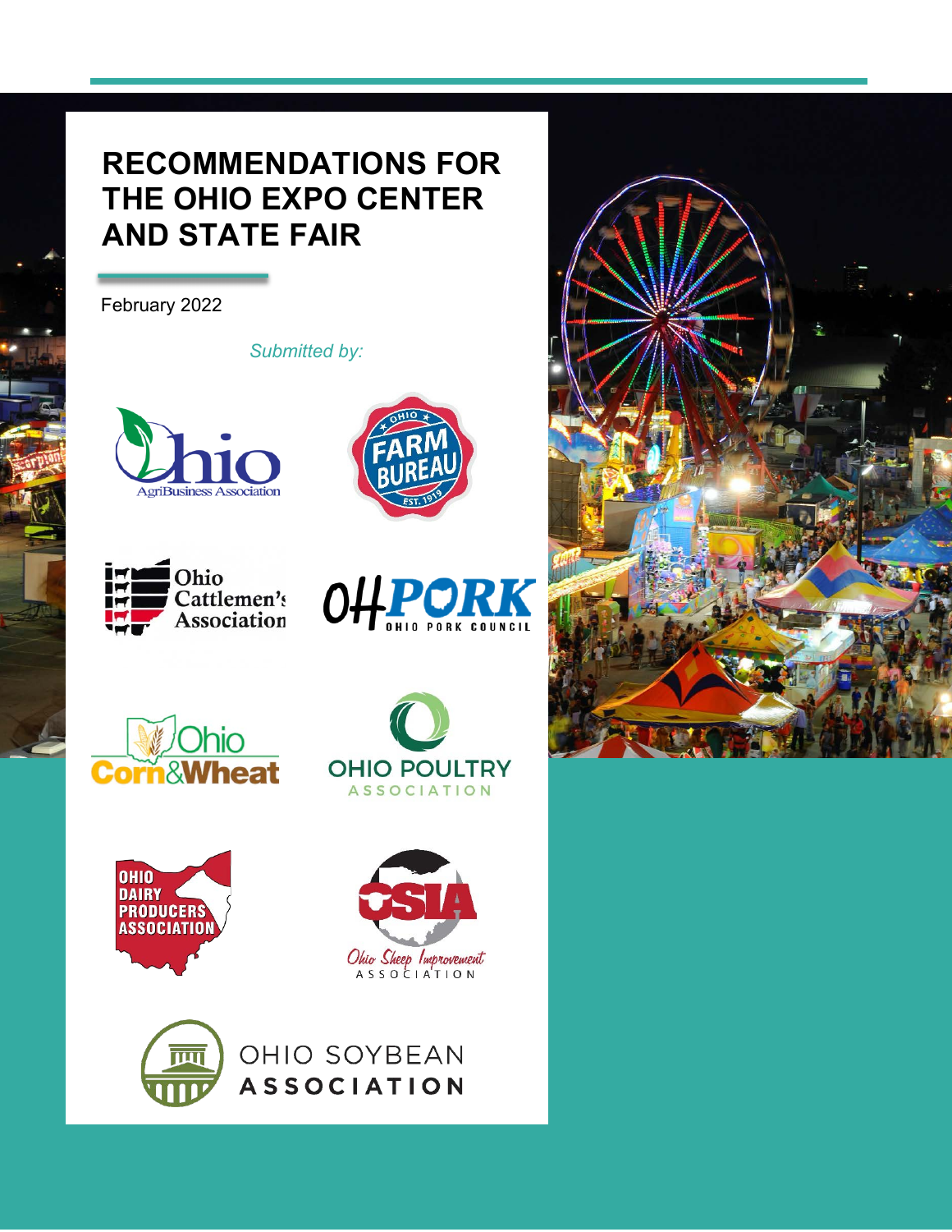# RECOMMENDATIONS FOR THE OHIO EXPO CENTER AND STATE FAIR

February 2022

*Submitted by:*

Ohio AgriBusiness Association

Ohio Farm Bureau

Ohio Cattlemen's Association

Ohio Pork Council

Ohio Corn & Wheat

Ohio Poultry Association

Ohio Dairy Producers Association

Ohio Sheep Improvement Association

Ohio Soybean Association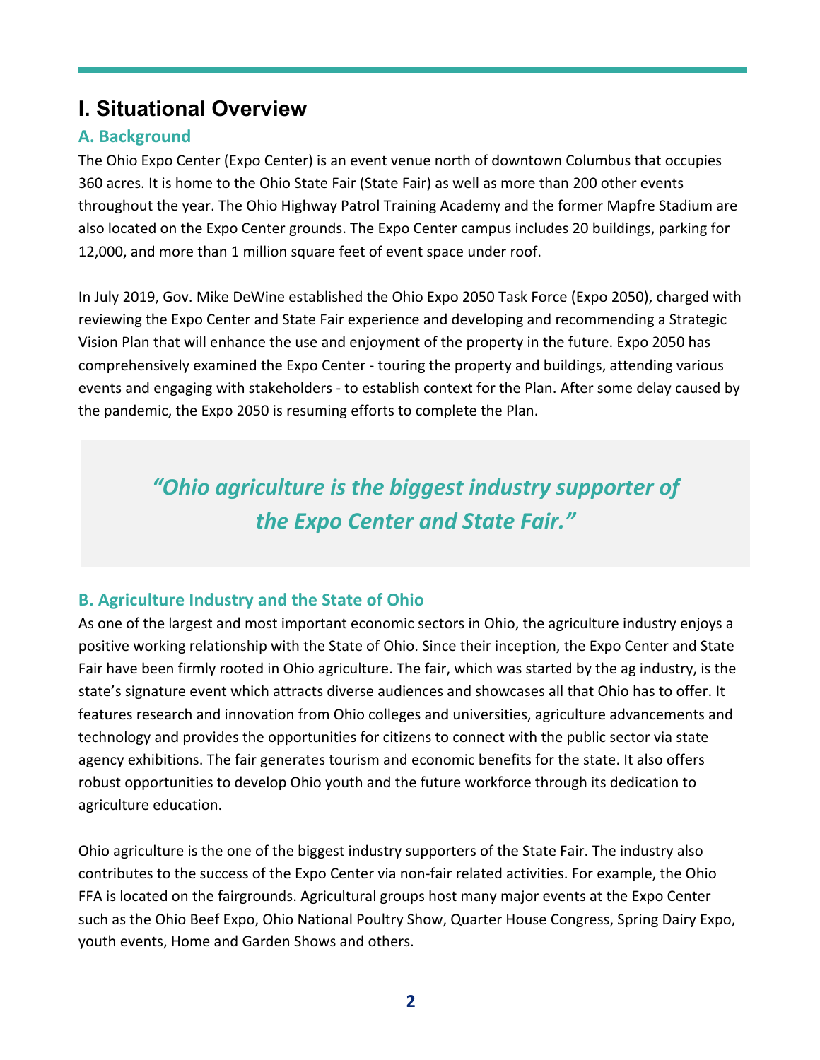# I. Situational Overview

## A. Background

The Ohio Expo Center (Expo Center) is an event venue north of downtown Columbus that occupies 360 acres. It is home to the Ohio State Fair (State Fair) as well as more than 200 other events throughout the year. The Ohio Highway Patrol Training Academy and the former Mapfre Stadium are also located on the Expo Center grounds. The Expo Center campus includes 20 buildings, parking for 12,000, and more than 1 million square feet of event space under roof.

In July 2019, Gov. Mike DeWine established the Ohio Expo 2050 Task Force (Expo 2050), charged with reviewing the Expo Center and State Fair experience and developing and recommending a Strategic Vision Plan that will enhance the use and enjoyment of the property in the future. Expo 2050 has comprehensively examined the Expo Center - touring the property and buildings, attending various events and engaging with stakeholders - to establish context for the Plan. After some delay caused by the pandemic, the Expo 2050 is resuming efforts to complete the Plan.

> *"Ohio agriculture is the biggest industry supporter of the Expo Center and State Fair."*

## B. Agriculture Industry and the State of Ohio

As one of the largest and most important economic sectors in Ohio, the agriculture industry enjoys a positive working relationship with the State of Ohio. Since their inception, the Expo Center and State Fair have been firmly rooted in Ohio agriculture. The fair, which was started by the ag industry, is the state's signature event which attracts diverse audiences and showcases all that Ohio has to offer. It features research and innovation from Ohio colleges and universities, agriculture advancements and technology and provides the opportunities for citizens to connect with the public sector via state agency exhibitions. The fair generates tourism and economic benefits for the state. It also offers robust opportunities to develop Ohio youth and the future workforce through its dedication to agriculture education.

Ohio agriculture is the one of the biggest industry supporters of the State Fair. The industry also contributes to the success of the Expo Center via non-fair related activities. For example, the Ohio FFA is located on the fairgrounds. Agricultural groups host many major events at the Expo Center such as the Ohio Beef Expo, Ohio National Poultry Show, Quarter House Congress, Spring Dairy Expo, youth events, Home and Garden Shows and others.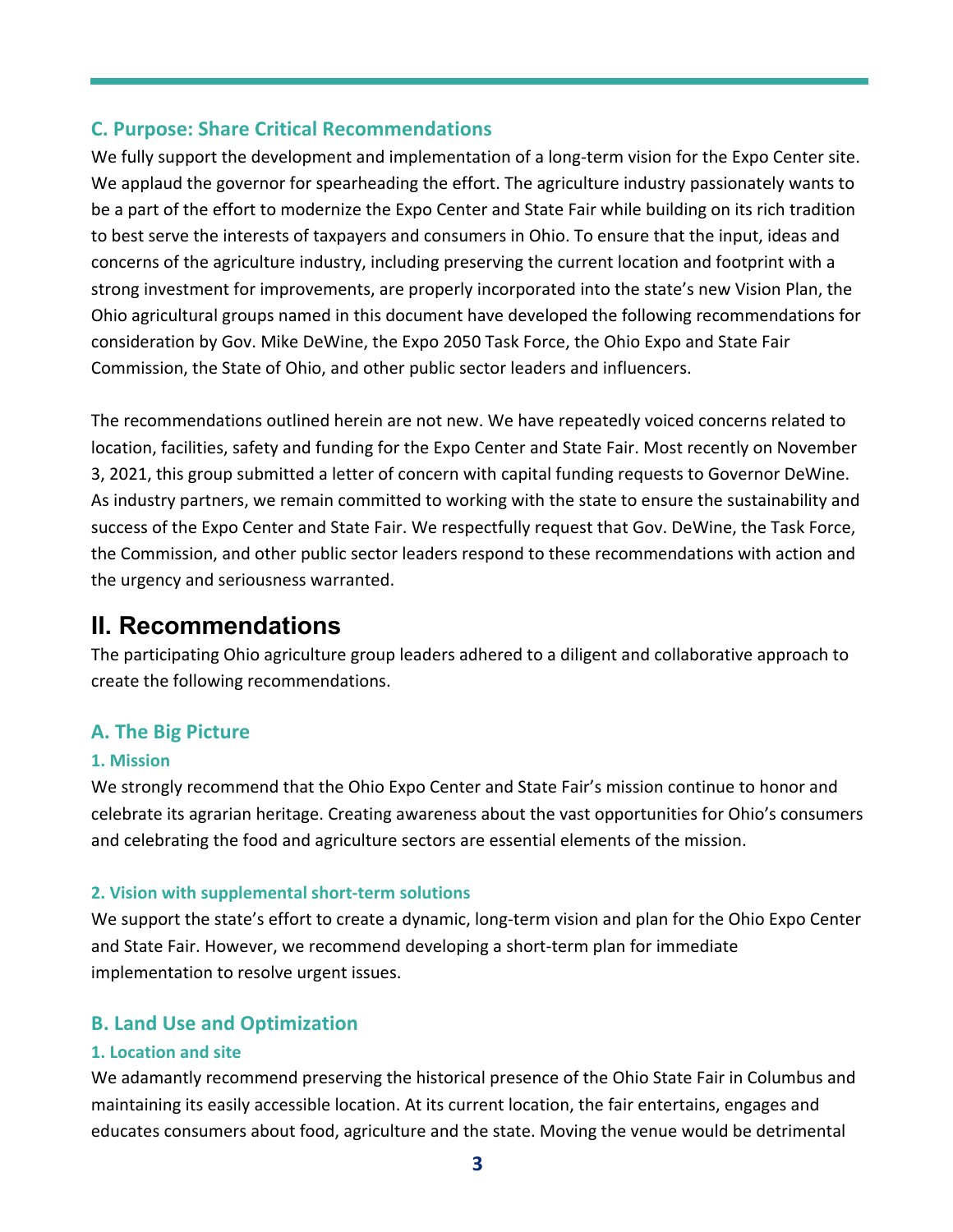### C. Purpose: Share Critical Recommendations

We fully support the development and implementation of a long-term vision for the Expo Center site. We applaud the governor for spearheading the effort. The agriculture industry passionately wants to be a part of the effort to modernize the Expo Center and State Fair while building on its rich tradition to best serve the interests of taxpayers and consumers in Ohio. To ensure that the input, ideas and concerns of the agriculture industry, including preserving the current location and footprint with a strong investment for improvements, are properly incorporated into the state's new Vision Plan, the Ohio agricultural groups named in this document have developed the following recommendations for consideration by Gov. Mike DeWine, the Expo 2050 Task Force, the Ohio Expo and State Fair Commission, the State of Ohio, and other public sector leaders and influencers.

The recommendations outlined herein are not new. We have repeatedly voiced concerns related to location, facilities, safety and funding for the Expo Center and State Fair. Most recently on November 3, 2021, this group submitted a letter of concern with capital funding requests to Governor DeWine. As industry partners, we remain committed to working with the state to ensure the sustainability and success of the Expo Center and State Fair. We respectfully request that Gov. DeWine, the Task Force, the Commission, and other public sector leaders respond to these recommendations with action and the urgency and seriousness warranted.

## II. Recommendations

The participating Ohio agriculture group leaders adhered to a diligent and collaborative approach to create the following recommendations.

### A. The Big Picture

#### 1. Mission

We strongly recommend that the Ohio Expo Center and State Fair's mission continue to honor and celebrate its agrarian heritage. Creating awareness about the vast opportunities for Ohio's consumers and celebrating the food and agriculture sectors are essential elements of the mission.

#### 2. Vision with supplemental short-term solutions

We support the state's effort to create a dynamic, long-term vision and plan for the Ohio Expo Center and State Fair. However, we recommend developing a short-term plan for immediate implementation to resolve urgent issues.

### B. Land Use and Optimization

#### 1. Location and site

We adamantly recommend preserving the historical presence of the Ohio State Fair in Columbus and maintaining its easily accessible location. At its current location, the fair entertains, engages and educates consumers about food, agriculture and the state. Moving the venue would be detrimental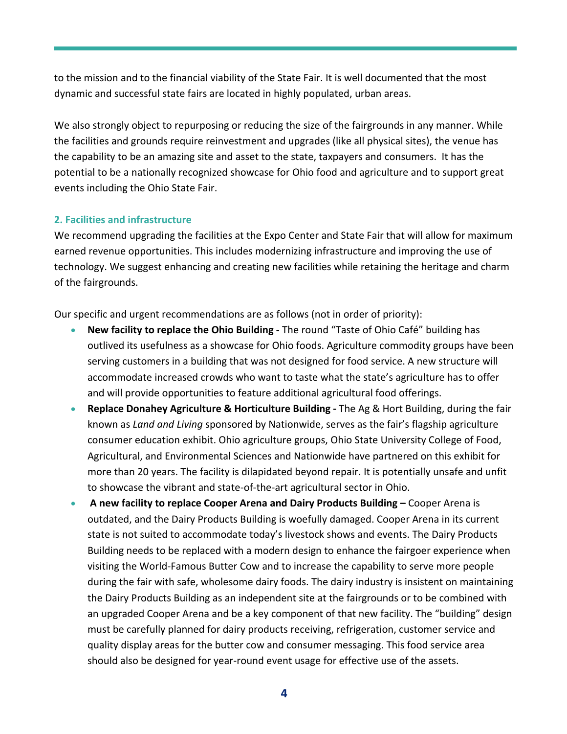to the mission and to the financial viability of the State Fair. It is well documented that the most dynamic and successful state fairs are located in highly populated, urban areas.

We also strongly object to repurposing or reducing the size of the fairgrounds in any manner. While the facilities and grounds require reinvestment and upgrades (like all physical sites), the venue has the capability to be an amazing site and asset to the state, taxpayers and consumers. It has the potential to be a nationally recognized showcase for Ohio food and agriculture and to support great events including the Ohio State Fair.

### 2. Facilities and infrastructure

We recommend upgrading the facilities at the Expo Center and State Fair that will allow for maximum earned revenue opportunities. This includes modernizing infrastructure and improving the use of technology. We suggest enhancing and creating new facilities while retaining the heritage and charm of the fairgrounds.

Our specific and urgent recommendations are as follows (not in order of priority):

- **New facility to replace the Ohio Building -** The round "Taste of Ohio Café" building has outlived its usefulness as a showcase for Ohio foods. Agriculture commodity groups have been serving customers in a building that was not designed for food service. A new structure will accommodate increased crowds who want to taste what the state's agriculture has to offer and will provide opportunities to feature additional agricultural food offerings.
- **Replace Donahey Agriculture & Horticulture Building -** The Ag & Hort Building, during the fair known as *Land and Living* sponsored by Nationwide, serves as the fair's flagship agriculture consumer education exhibit. Ohio agriculture groups, Ohio State University College of Food, Agricultural, and Environmental Sciences and Nationwide have partnered on this exhibit for more than 20 years. The facility is dilapidated beyond repair. It is potentially unsafe and unfit to showcase the vibrant and state-of-the-art agricultural sector in Ohio.
- **A new facility to replace Cooper Arena and Dairy Products Building –** Cooper Arena is outdated, and the Dairy Products Building is woefully damaged. Cooper Arena in its current state is not suited to accommodate today's livestock shows and events. The Dairy Products Building needs to be replaced with a modern design to enhance the fairgoer experience when visiting the World-Famous Butter Cow and to increase the capability to serve more people during the fair with safe, wholesome dairy foods. The dairy industry is insistent on maintaining the Dairy Products Building as an independent site at the fairgrounds or to be combined with an upgraded Cooper Arena and be a key component of that new facility. The "building" design must be carefully planned for dairy products receiving, refrigeration, customer service and quality display areas for the butter cow and consumer messaging. This food service area should also be designed for year-round event usage for effective use of the assets.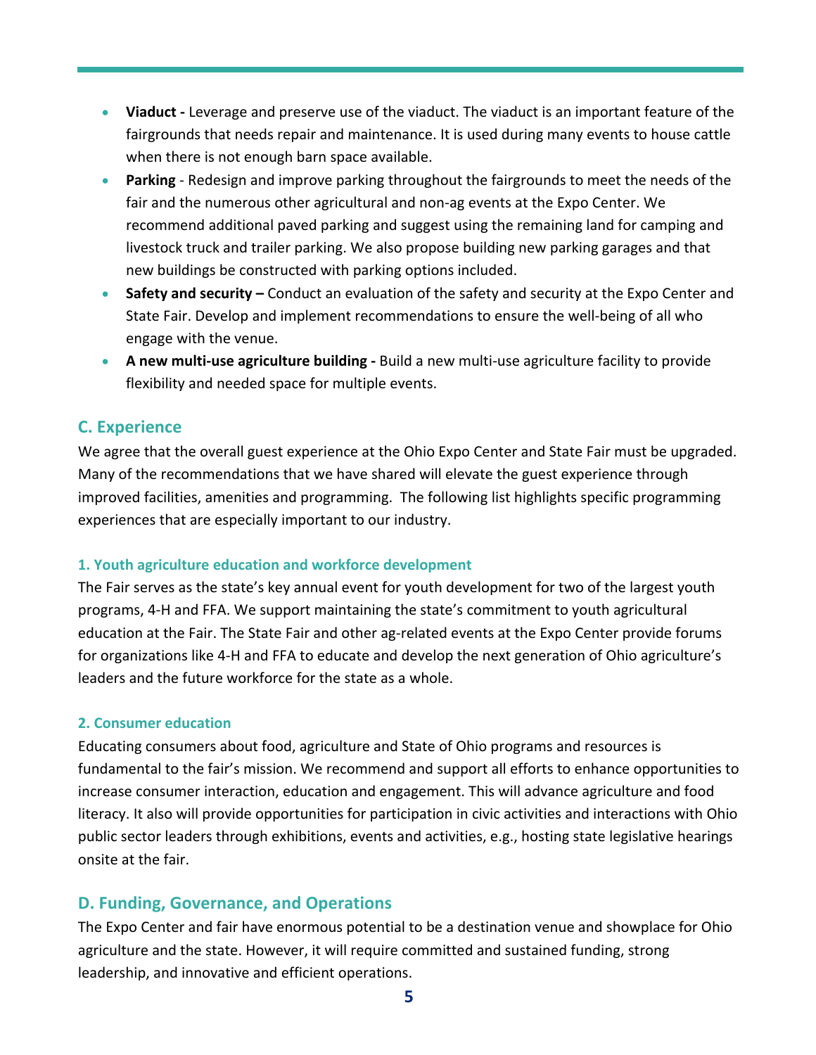- **Viaduct -** Leverage and preserve use of the viaduct. The viaduct is an important feature of the fairgrounds that needs repair and maintenance. It is used during many events to house cattle when there is not enough barn space available.
- **Parking** - Redesign and improve parking throughout the fairgrounds to meet the needs of the fair and the numerous other agricultural and non-ag events at the Expo Center. We recommend additional paved parking and suggest using the remaining land for camping and livestock truck and trailer parking. We also propose building new parking garages and that new buildings be constructed with parking options included.
- **Safety and security –** Conduct an evaluation of the safety and security at the Expo Center and State Fair. Develop and implement recommendations to ensure the well-being of all who engage with the venue.
- **A new multi-use agriculture building -** Build a new multi-use agriculture facility to provide flexibility and needed space for multiple events.

## C. Experience

We agree that the overall guest experience at the Ohio Expo Center and State Fair must be upgraded. Many of the recommendations that we have shared will elevate the guest experience through improved facilities, amenities and programming. The following list highlights specific programming experiences that are especially important to our industry.

### 1. Youth agriculture education and workforce development

The Fair serves as the state's key annual event for youth development for two of the largest youth programs, 4-H and FFA. We support maintaining the state's commitment to youth agricultural education at the Fair. The State Fair and other ag-related events at the Expo Center provide forums for organizations like 4-H and FFA to educate and develop the next generation of Ohio agriculture's leaders and the future workforce for the state as a whole.

### 2. Consumer education

Educating consumers about food, agriculture and State of Ohio programs and resources is fundamental to the fair's mission. We recommend and support all efforts to enhance opportunities to increase consumer interaction, education and engagement. This will advance agriculture and food literacy. It also will provide opportunities for participation in civic activities and interactions with Ohio public sector leaders through exhibitions, events and activities, e.g., hosting state legislative hearings onsite at the fair.

## D. Funding, Governance, and Operations

The Expo Center and fair have enormous potential to be a destination venue and showplace for Ohio agriculture and the state. However, it will require committed and sustained funding, strong leadership, and innovative and efficient operations.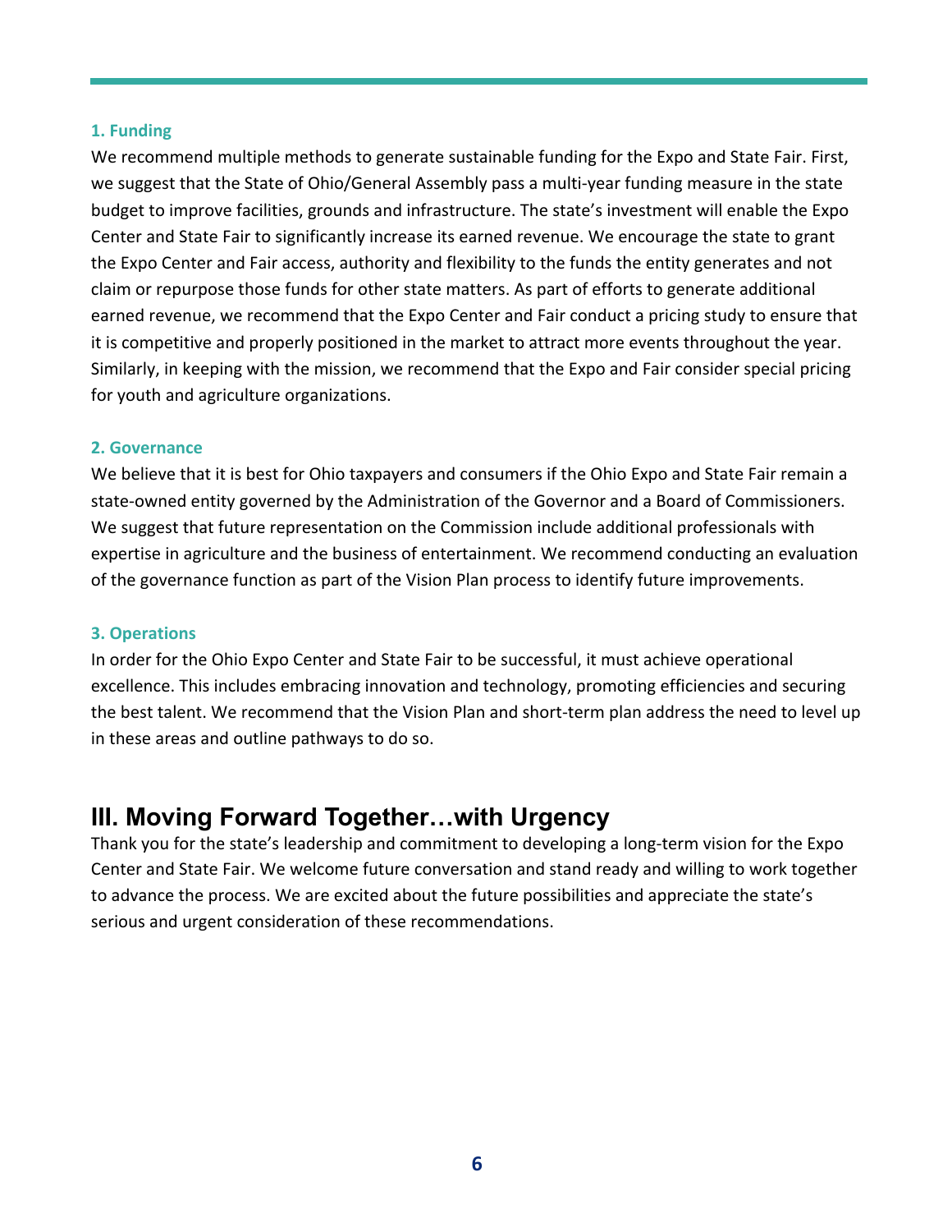### 1. Funding

We recommend multiple methods to generate sustainable funding for the Expo and State Fair. First, we suggest that the State of Ohio/General Assembly pass a multi-year funding measure in the state budget to improve facilities, grounds and infrastructure. The state's investment will enable the Expo Center and State Fair to significantly increase its earned revenue. We encourage the state to grant the Expo Center and Fair access, authority and flexibility to the funds the entity generates and not claim or repurpose those funds for other state matters. As part of efforts to generate additional earned revenue, we recommend that the Expo Center and Fair conduct a pricing study to ensure that it is competitive and properly positioned in the market to attract more events throughout the year. Similarly, in keeping with the mission, we recommend that the Expo and Fair consider special pricing for youth and agriculture organizations.

### 2. Governance

We believe that it is best for Ohio taxpayers and consumers if the Ohio Expo and State Fair remain a state-owned entity governed by the Administration of the Governor and a Board of Commissioners. We suggest that future representation on the Commission include additional professionals with expertise in agriculture and the business of entertainment. We recommend conducting an evaluation of the governance function as part of the Vision Plan process to identify future improvements.

### 3. Operations

In order for the Ohio Expo Center and State Fair to be successful, it must achieve operational excellence. This includes embracing innovation and technology, promoting efficiencies and securing the best talent. We recommend that the Vision Plan and short-term plan address the need to level up in these areas and outline pathways to do so.

## III. Moving Forward Together…with Urgency

Thank you for the state's leadership and commitment to developing a long-term vision for the Expo Center and State Fair. We welcome future conversation and stand ready and willing to work together to advance the process. We are excited about the future possibilities and appreciate the state's serious and urgent consideration of these recommendations.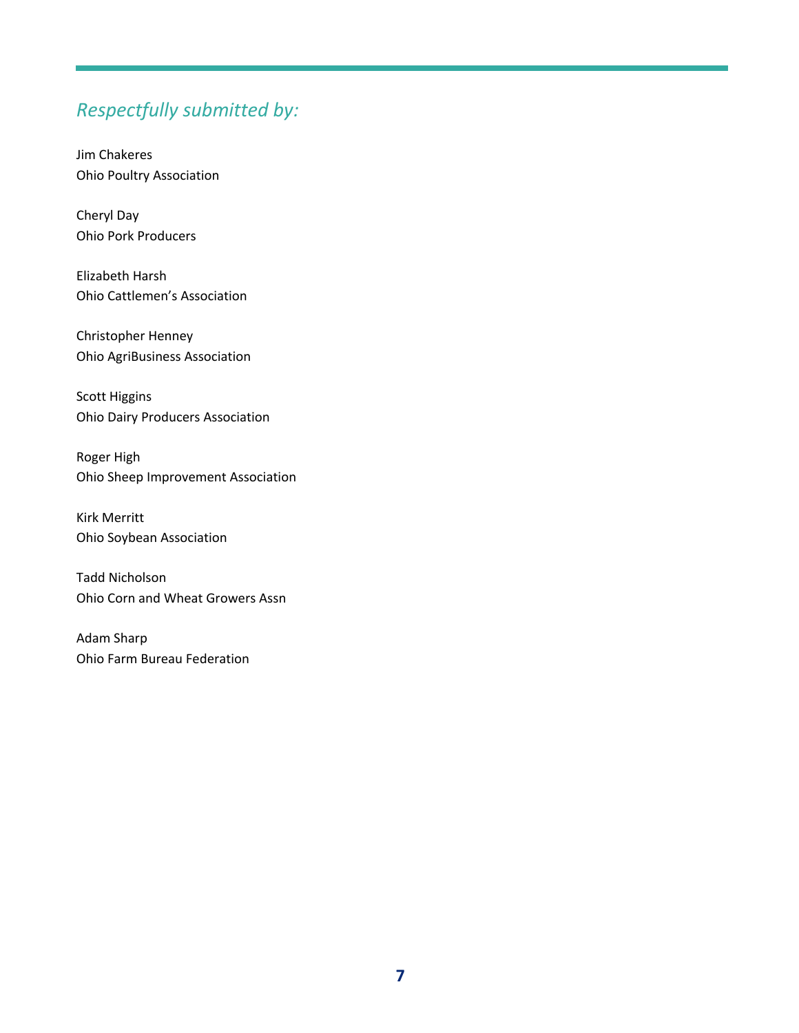## *Respectfully submitted by:*

Jim Chakeres
Ohio Poultry Association

Cheryl Day
Ohio Pork Producers

Elizabeth Harsh
Ohio Cattlemen's Association

Christopher Henney
Ohio AgriBusiness Association

Scott Higgins
Ohio Dairy Producers Association

Roger High
Ohio Sheep Improvement Association

Kirk Merritt
Ohio Soybean Association

Tadd Nicholson
Ohio Corn and Wheat Growers Assn

Adam Sharp
Ohio Farm Bureau Federation